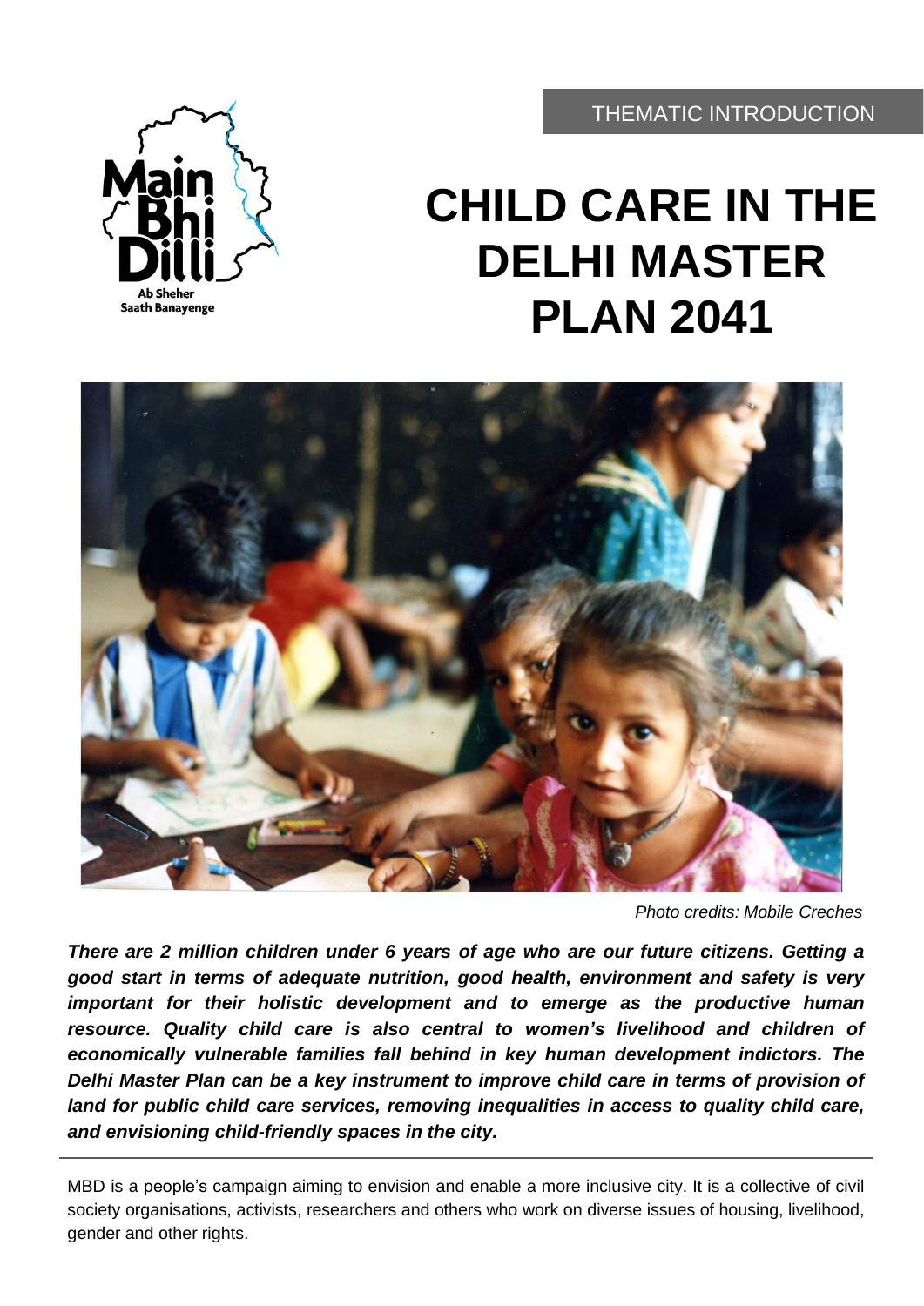THEMATIC INTRODUCTION

# CHILD CARE IN THE DELHI MASTER PLAN 2041

*Photo credits: Mobile Creches*

***There are 2 million children under 6 years of age who are our future citizens. Getting a good start in terms of adequate nutrition, good health, environment and safety is very important for their holistic development and to emerge as the productive human resource. Quality child care is also central to women's livelihood and children of economically vulnerable families fall behind in key human development indictors. The Delhi Master Plan can be a key instrument to improve child care in terms of provision of land for public child care services, removing inequalities in access to quality child care, and envisioning child-friendly spaces in the city.***

---

MBD is a people's campaign aiming to envision and enable a more inclusive city. It is a collective of civil society organisations, activists, researchers and others who work on diverse issues of housing, livelihood, gender and other rights.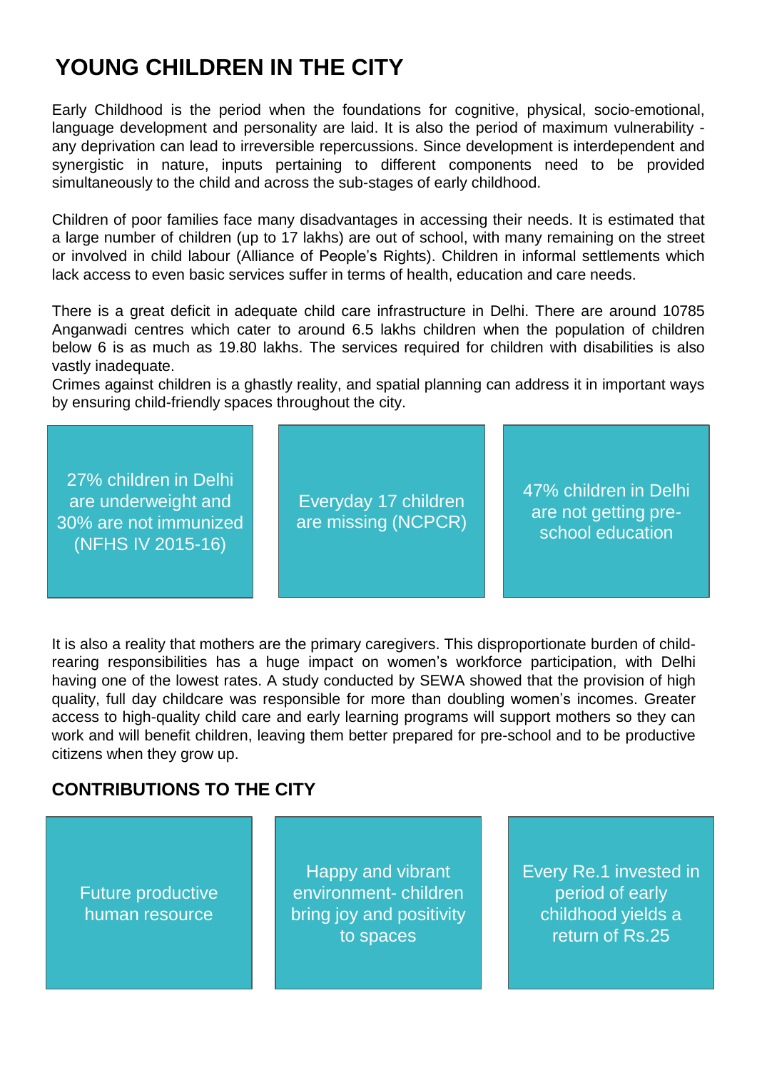# YOUNG CHILDREN IN THE CITY

Early Childhood is the period when the foundations for cognitive, physical, socio-emotional, language development and personality are laid. It is also the period of maximum vulnerability - any deprivation can lead to irreversible repercussions. Since development is interdependent and synergistic in nature, inputs pertaining to different components need to be provided simultaneously to the child and across the sub-stages of early childhood.

Children of poor families face many disadvantages in accessing their needs. It is estimated that a large number of children (up to 17 lakhs) are out of school, with many remaining on the street or involved in child labour (Alliance of People's Rights). Children in informal settlements which lack access to even basic services suffer in terms of health, education and care needs.

There is a great deficit in adequate child care infrastructure in Delhi. There are around 10785 Anganwadi centres which cater to around 6.5 lakhs children when the population of children below 6 is as much as 19.80 lakhs. The services required for children with disabilities is also vastly inadequate.

Crimes against children is a ghastly reality, and spatial planning can address it in important ways by ensuring child-friendly spaces throughout the city.

27% children in Delhi are underweight and 30% are not immunized (NFHS IV 2015-16)

Everyday 17 children are missing (NCPCR)

47% children in Delhi are not getting pre-school education

It is also a reality that mothers are the primary caregivers. This disproportionate burden of child-rearing responsibilities has a huge impact on women's workforce participation, with Delhi having one of the lowest rates. A study conducted by SEWA showed that the provision of high quality, full day childcare was responsible for more than doubling women's incomes. Greater access to high-quality child care and early learning programs will support mothers so they can work and will benefit children, leaving them better prepared for pre-school and to be productive citizens when they grow up.

## CONTRIBUTIONS TO THE CITY

Future productive human resource

Happy and vibrant environment- children bring joy and positivity to spaces

Every Re.1 invested in period of early childhood yields a return of Rs.25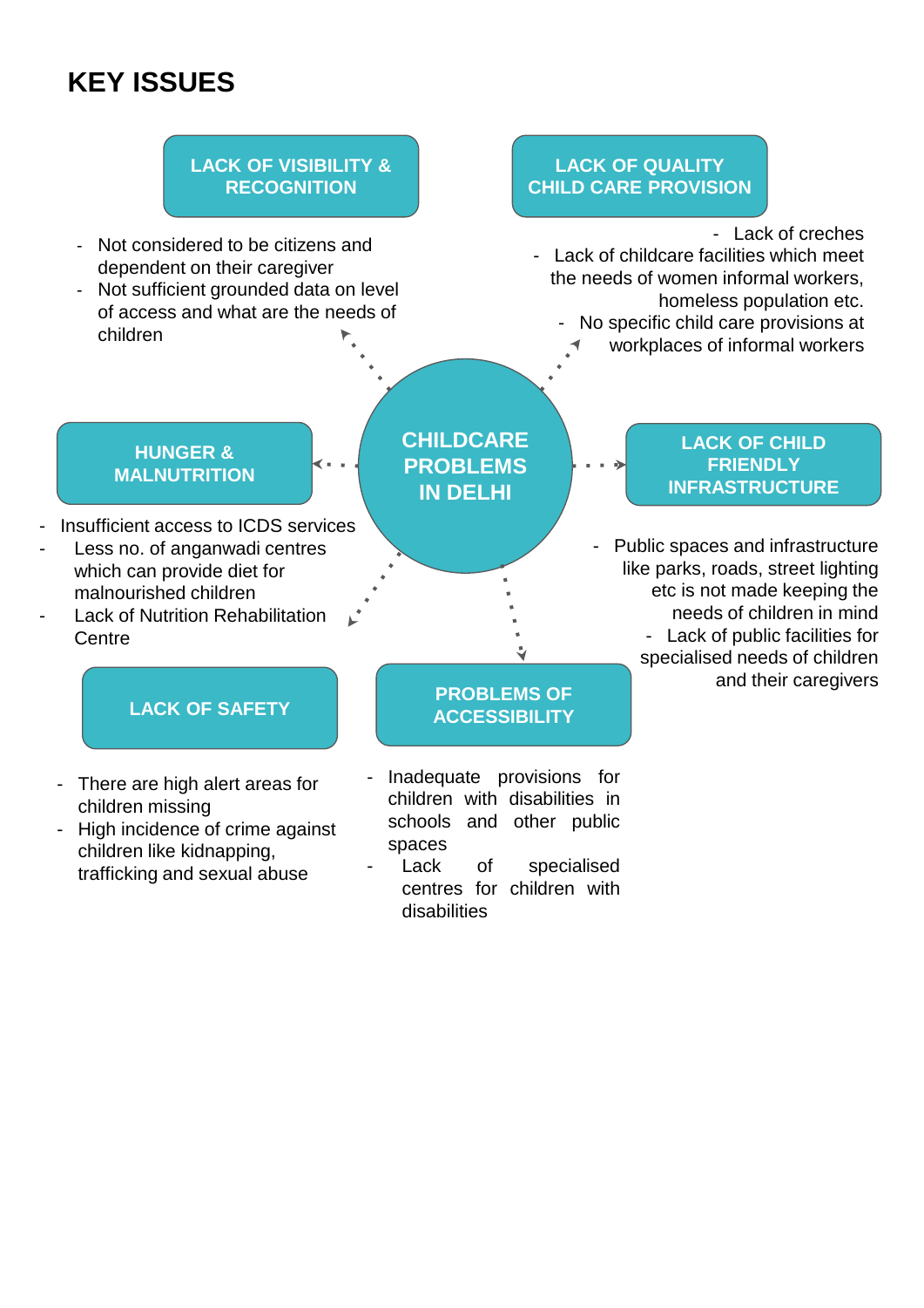# KEY ISSUES

## CHILDCARE PROBLEMS IN DELHI

### LACK OF VISIBILITY & RECOGNITION

- Not considered to be citizens and dependent on their caregiver
- Not sufficient grounded data on level of access and what are the needs of children

### LACK OF QUALITY CHILD CARE PROVISION

- Lack of creches
- Lack of childcare facilities which meet the needs of women informal workers, homeless population etc.
- No specific child care provisions at workplaces of informal workers

### HUNGER & MALNUTRITION

- Insufficient access to ICDS services
- Less no. of anganwadi centres which can provide diet for malnourished children
- Lack of Nutrition Rehabilitation Centre

### LACK OF CHILD FRIENDLY INFRASTRUCTURE

- Public spaces and infrastructure like parks, roads, street lighting etc is not made keeping the needs of children in mind
- Lack of public facilities for specialised needs of children and their caregivers

### LACK OF SAFETY

- There are high alert areas for children missing
- High incidence of crime against children like kidnapping, trafficking and sexual abuse

### PROBLEMS OF ACCESSIBILITY

- Inadequate provisions for children with disabilities in schools and other public spaces
- Lack of specialised centres for children with disabilities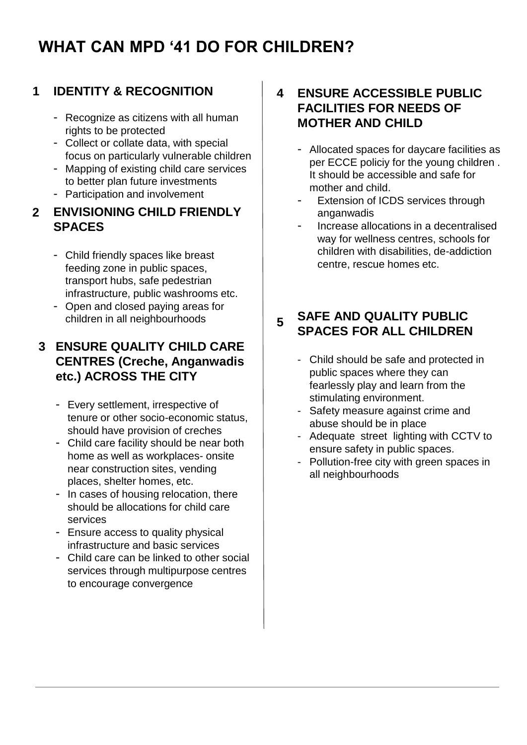# WHAT CAN MPD '41 DO FOR CHILDREN?

## 1 IDENTITY & RECOGNITION

- Recognize as citizens with all human rights to be protected
- Collect or collate data, with special focus on particularly vulnerable children
- Mapping of existing child care services to better plan future investments
- Participation and involvement

## 2 ENVISIONING CHILD FRIENDLY SPACES

- Child friendly spaces like breast feeding zone in public spaces, transport hubs, safe pedestrian infrastructure, public washrooms etc.
- Open and closed paying areas for children in all neighbourhoods

## 3 ENSURE QUALITY CHILD CARE CENTRES (Creche, Anganwadis etc.) ACROSS THE CITY

- Every settlement, irrespective of tenure or other socio-economic status, should have provision of creches
- Child care facility should be near both home as well as workplaces- onsite near construction sites, vending places, shelter homes, etc.
- In cases of housing relocation, there should be allocations for child care services
- Ensure access to quality physical infrastructure and basic services
- Child care can be linked to other social services through multipurpose centres to encourage convergence

## 4 ENSURE ACCESSIBLE PUBLIC FACILITIES FOR NEEDS OF MOTHER AND CHILD

- Allocated spaces for daycare facilities as per ECCE policiy for the young children . It should be accessible and safe for mother and child.
- Extension of ICDS services through anganwadis
- Increase allocations in a decentralised way for wellness centres, schools for children with disabilities, de-addiction centre, rescue homes etc.

## 5 SAFE AND QUALITY PUBLIC SPACES FOR ALL CHILDREN

- Child should be safe and protected in public spaces where they can fearlessly play and learn from the stimulating environment.
- Safety measure against crime and abuse should be in place
- Adequate street lighting with CCTV to ensure safety in public spaces.
- Pollution-free city with green spaces in all neighbourhoods